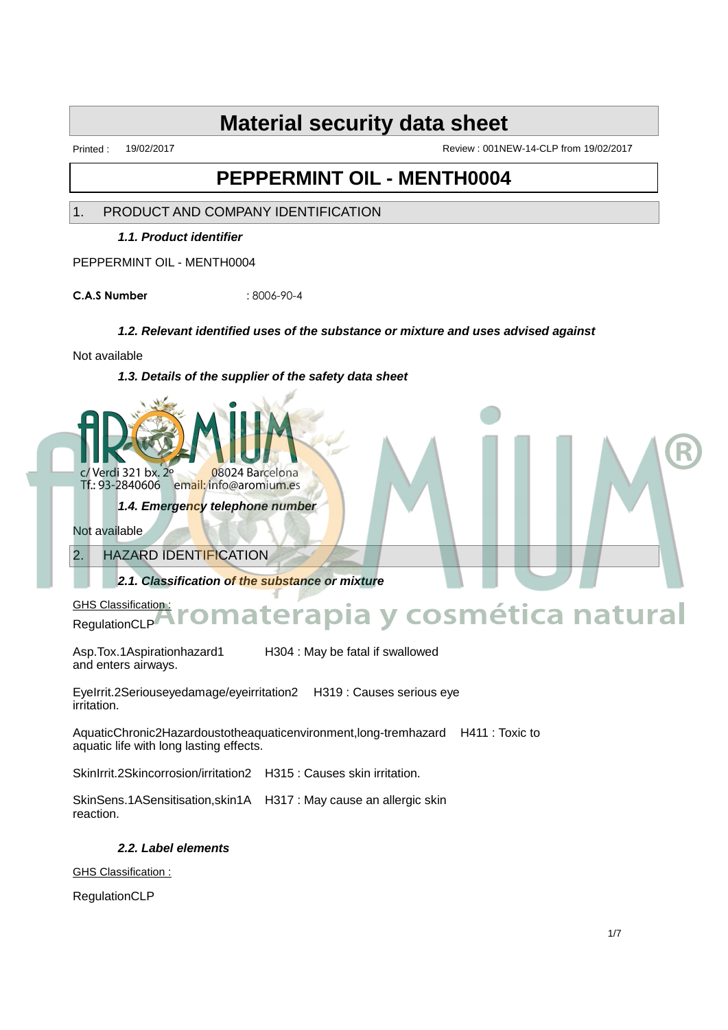# Material security data sheet

Printed : 19/02/2017 Review : 001NEW-14-CLP from 19/02/2017

# PEPPERMINT OIL - MENTH0004

## 1. PRODUCT AND COMPANY IDENTIFICATION

### *1.1. Product identifier*

PEPPERMINT OIL - MENTH0004

**C.A.S Number** : 8006-90-4

### *1.2. Relevant identified uses of the substance or mixture and uses advised against*

Not available

### *1.3. Details of the supplier of the safety data sheet*

AROMIUM

c/ Verdi 321 bx. 2º 08024 Barcelona
Tf.: 93-2840606 email: info@aromium.es

Aromaterapia y cosmética natural

### *1.4. Emergency telephone number*

Not available

## 2. HAZARD IDENTIFICATION

### *2.1. Classification of the substance or mixture*

GHS Classification :

RegulationCLP

Asp.Tox.1Aspirationhazard1 H304 : May be fatal if swallowed and enters airways.

EyeIrrit.2Seriouseyedamage/eyeirritation2 H319 : Causes serious eye irritation.

AquaticChronic2Hazardoustotheaquaticenvironment,long-tremhazard H411 : Toxic to aquatic life with long lasting effects.

SkinIrrit.2Skincorrosion/irritation2 H315 : Causes skin irritation.

SkinSens.1ASensitisation,skin1A H317 : May cause an allergic skin reaction.

### *2.2. Label elements*

GHS Classification :

RegulationCLP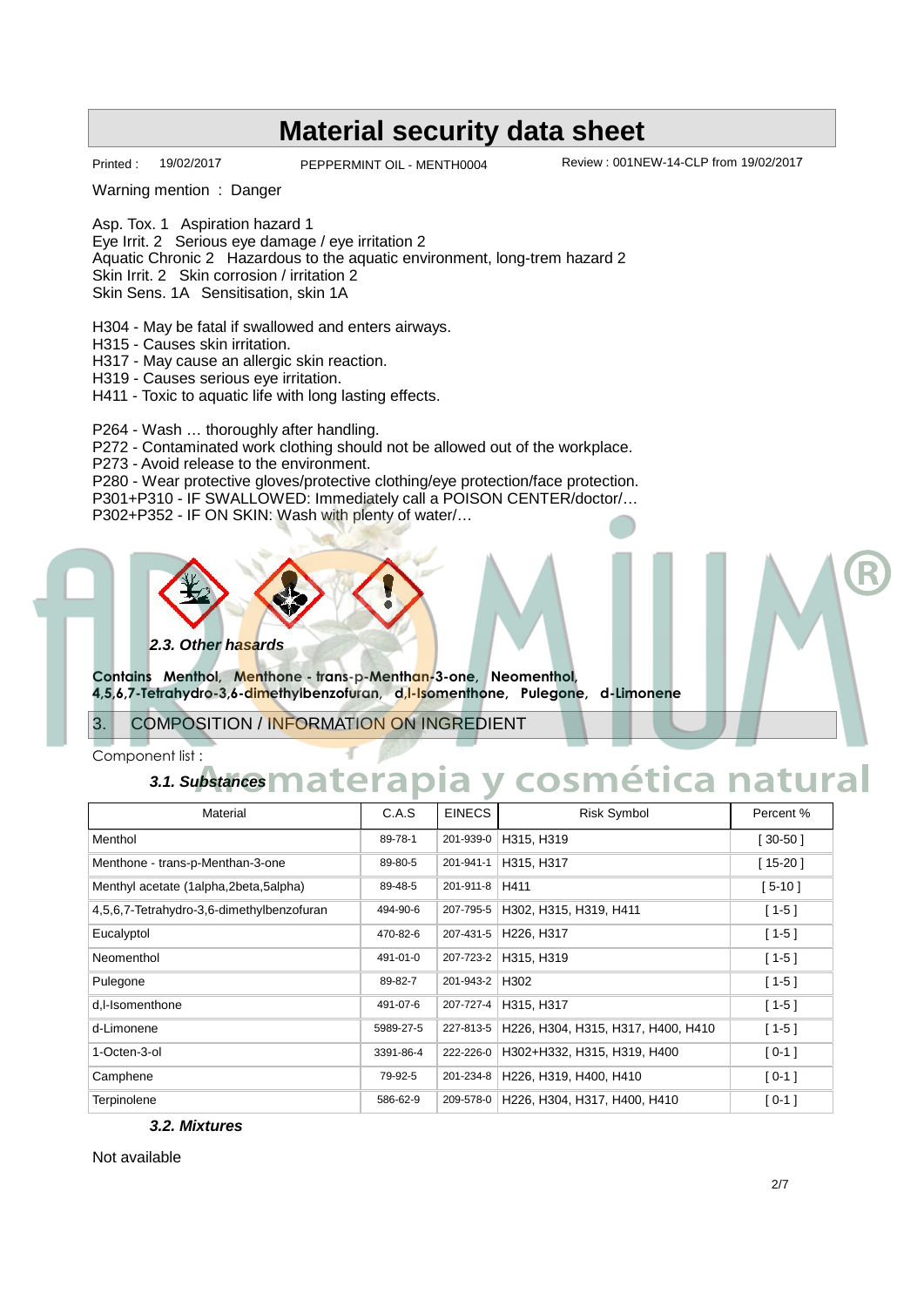# Material security data sheet

Printed : 19/02/2017 PEPPERMINT OIL - MENTH0004 Review : 001NEW-14-CLP from 19/02/2017

Warning mention : Danger

Asp. Tox. 1 Aspiration hazard 1
Eye Irrit. 2 Serious eye damage / eye irritation 2
Aquatic Chronic 2 Hazardous to the aquatic environment, long-trem hazard 2
Skin Irrit. 2 Skin corrosion / irritation 2
Skin Sens. 1A Sensitisation, skin 1A

H304 - May be fatal if swallowed and enters airways.
H315 - Causes skin irritation.
H317 - May cause an allergic skin reaction.
H319 - Causes serious eye irritation.
H411 - Toxic to aquatic life with long lasting effects.

P264 - Wash … thoroughly after handling.
P272 - Contaminated work clothing should not be allowed out of the workplace.
P273 - Avoid release to the environment.
P280 - Wear protective gloves/protective clothing/eye protection/face protection.
P301+P310 - IF SWALLOWED: Immediately call a POISON CENTER/doctor/…
P302+P352 - IF ON SKIN: Wash with plenty of water/…

### *2.3. Other hazards*

**Contains Menthol, Menthone - trans-p-Menthan-3-one, Neomenthol, 4,5,6,7-Tetrahydro-3,6-dimethylbenzofuran, d,l-Isomenthone, Pulegone, d-Limonene**

## 3. COMPOSITION / INFORMATION ON INGREDIENT

Component list :

### *3.1. Substances*

| Material | C.A.S | EINECS | Risk Symbol | Percent % |
|---|---|---|---|---|
| Menthol | 89-78-1 | 201-939-0 | H315, H319 | [ 30-50 ] |
| Menthone - trans-p-Menthan-3-one | 89-80-5 | 201-941-1 | H315, H317 | [ 15-20 ] |
| Menthyl acetate (1alpha,2beta,5alpha) | 89-48-5 | 201-911-8 | H411 | [ 5-10 ] |
| 4,5,6,7-Tetrahydro-3,6-dimethylbenzofuran | 494-90-6 | 207-795-5 | H302, H315, H319, H411 | [ 1-5 ] |
| Eucalyptol | 470-82-6 | 207-431-5 | H226, H317 | [ 1-5 ] |
| Neomenthol | 491-01-0 | 207-723-2 | H315, H319 | [ 1-5 ] |
| Pulegone | 89-82-7 | 201-943-2 | H302 | [ 1-5 ] |
| d,l-Isomenthone | 491-07-6 | 207-727-4 | H315, H317 | [ 1-5 ] |
| d-Limonene | 5989-27-5 | 227-813-5 | H226, H304, H315, H317, H400, H410 | [ 1-5 ] |
| 1-Octen-3-ol | 3391-86-4 | 222-226-0 | H302+H332, H315, H319, H400 | [ 0-1 ] |
| Camphene | 79-92-5 | 201-234-8 | H226, H319, H400, H410 | [ 0-1 ] |
| Terpinolene | 586-62-9 | 209-578-0 | H226, H304, H317, H400, H410 | [ 0-1 ] |

### *3.2. Mixtures*

Not available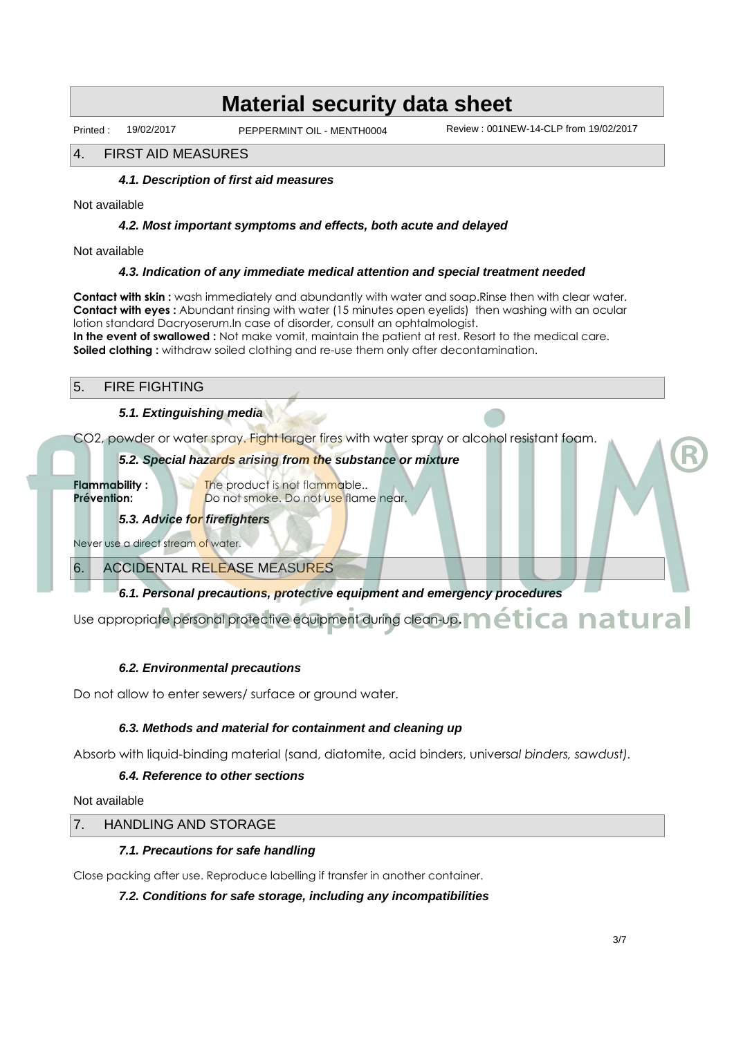# Material security data sheet

Printed : 19/02/2017 PEPPERMINT OIL - MENTH0004 Review : 001NEW-14-CLP from 19/02/2017

## 4. FIRST AID MEASURES

### *4.1. Description of first aid measures*

Not available

### *4.2. Most important symptoms and effects, both acute and delayed*

Not available

### *4.3. Indication of any immediate medical attention and special treatment needed*

**Contact with skin :** wash immediately and abundantly with water and soap.Rinse then with clear water.
**Contact with eyes :** Abundant rinsing with water (15 minutes open eyelids) then washing with an ocular lotion standard Dacryoserum.In case of disorder, consult an ophtalmologist.
**In the event of swallowed :** Not make vomit, maintain the patient at rest. Resort to the medical care.
**Soiled clothing :** withdraw soiled clothing and re-use them only after decontamination.

## 5. FIRE FIGHTING

### *5.1. Extinguishing media*

$CO_2$, powder or water spray. Fight larger fires with water spray or alcohol resistant foam.

### *5.2. Special hazards arising from the substance or mixture*

**Flammability :** The product is not flammable..
**Prévention:** Do not smoke. Do not use flame near.

### *5.3. Advice for firefighters*

Never use a direct stream of water.

## 6. ACCIDENTAL RELEASE MEASURES

### *6.1. Personal precautions, protective equipment and emergency procedures*

Use appropriate personal protective equipment during clean-up.

### *6.2. Environmental precautions*

Do not allow to enter sewers/ surface or ground water.

### *6.3. Methods and material for containment and cleaning up*

Absorb with liquid-binding material (sand, diatomite, acid binders, universal binders, sawdust).

### *6.4. Reference to other sections*

Not available

## 7. HANDLING AND STORAGE

### *7.1. Precautions for safe handling*

Close packing after use. Reproduce labelling if transfer in another container.

### *7.2. Conditions for safe storage, including any incompatibilities*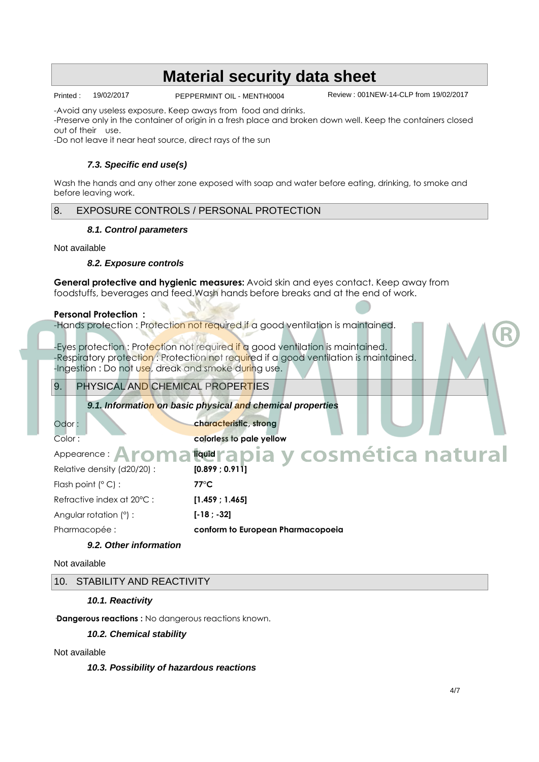-Avoid any useless exposure. Keep aways from food and drinks.
-Preserve only in the container of origin in a fresh place and broken down well. Keep the containers closed out of their use.
-Do not leave it near heat source, direct rays of the sun

### *7.3. Specific end use(s)*

Wash the hands and any other zone exposed with soap and water before eating, drinking, to smoke and before leaving work.

## 8. EXPOSURE CONTROLS / PERSONAL PROTECTION

### *8.1. Control parameters*

Not available

### *8.2. Exposure controls*

**General protective and hygienic measures:** Avoid skin and eyes contact. Keep away from foodstuffs, beverages and feed.Wash hands before breaks and at the end of work.

**Personal Protection :**
-Hands protection : Protection not required if a good ventilation is maintained.

-Eyes protection : Protection not required if a good ventilation is maintained.
-Respiratory protection : Protection not required if a good ventilation is maintained.
-Ingestion : Do not use, dreak and smoke during use.

## 9. PHYSICAL AND CHEMICAL PROPERTIES

### *9.1. Information on basic physical and chemical properties*

| | |
|---|---|
| Odor : | **characteristic, strong** |
| Color : | **colorless to pale yellow** |
| Appearence : | **liquid** |
| Relative density (d20/20) : | **[0.899 ; 0.911]** |
| Flash point (° C) : | **77°C** |
| Refractive index at 20°C : | **[1.459 ; 1.465]** |
| Angular rotation (°) : | **[-18 ; -32]** |
| Pharmacopée : | **conform to European Pharmacopoeia** |

### *9.2. Other information*

Not available

## 10. STABILITY AND REACTIVITY

### *10.1. Reactivity*

**Dangerous reactions :** No dangerous reactions known.

### *10.2. Chemical stability*

Not available

### *10.3. Possibility of hazardous reactions*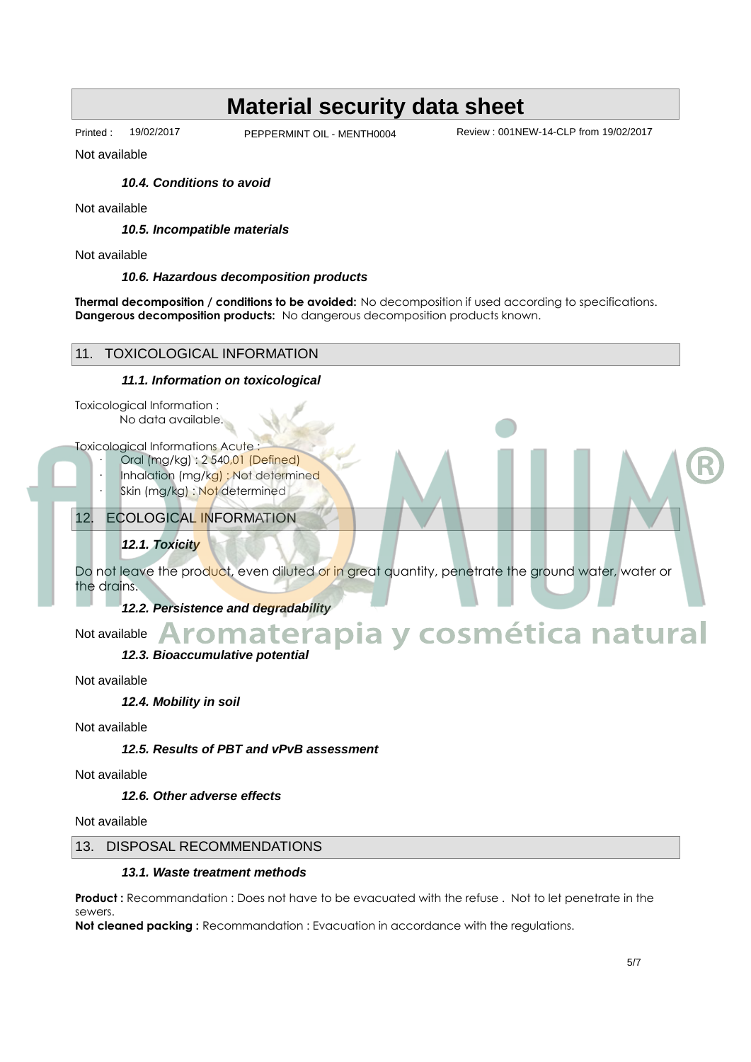Not available

### 10.4. Conditions to avoid

Not available

### 10.5. Incompatible materials

Not available

### 10.6. Hazardous decomposition products

**Thermal decomposition / conditions to be avoided:** No decomposition if used according to specifications.
**Dangerous decomposition products:** No dangerous decomposition products known.

## 11. TOXICOLOGICAL INFORMATION

### 11.1. Information on toxicological

Toxicological Information :
No data available.

Toxicological Informations Acute :

- Oral (mg/kg) : 2 540.01 (Defined)
- Inhalation (mg/kg) : Not determined
- Skin (mg/kg) : Not determined

## 12. ECOLOGICAL INFORMATION

### 12.1. Toxicity

Do not leave the product, even diluted or in great quantity, penetrate the ground water, water or the drains.

### 12.2. Persistence and degradability

Not available

### 12.3. Bioaccumulative potential

Not available

### 12.4. Mobility in soil

Not available

### 12.5. Results of PBT and vPvB assessment

Not available

### 12.6. Other adverse effects

Not available

## 13. DISPOSAL RECOMMENDATIONS

### 13.1. Waste treatment methods

**Product :** Recommandation : Does not have to be evacuated with the refuse . Not to let penetrate in the sewers.
**Not cleaned packing :** Recommandation : Evacuation in accordance with the regulations.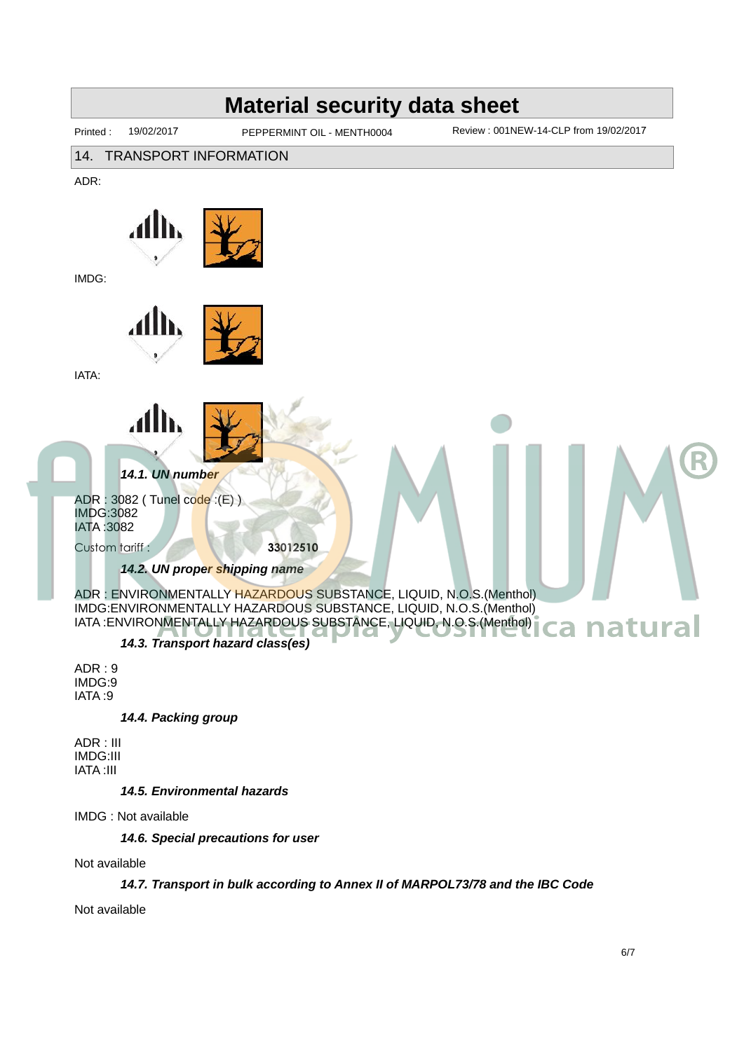# Material security data sheet

Printed : 19/02/2017 PEPPERMINT OIL - MENTH0004 Review : 001NEW-14-CLP from 19/02/2017

## 14. TRANSPORT INFORMATION

ADR:

IMDG:

IATA:

### *14.1. UN number*

ADR : 3082 ( Tunel code :(E) )
IMDG:3082
IATA :3082

Custom tariff : 33012510

### *14.2. UN proper shipping name*

ADR : ENVIRONMENTALLY HAZARDOUS SUBSTANCE, LIQUID, N.O.S.(Menthol)
IMDG:ENVIRONMENTALLY HAZARDOUS SUBSTANCE, LIQUID, N.O.S.(Menthol)
IATA :ENVIRONMENTALLY HAZARDOUS SUBSTANCE, LIQUID, N.O.S.(Menthol)

### *14.3. Transport hazard class(es)*

ADR : 9
IMDG:9
IATA :9

### *14.4. Packing group*

ADR : III
IMDG:III
IATA :III

### *14.5. Environmental hazards*

IMDG : Not available

### *14.6. Special precautions for user*

Not available

### *14.7. Transport in bulk according to Annex II of MARPOL73/78 and the IBC Code*

Not available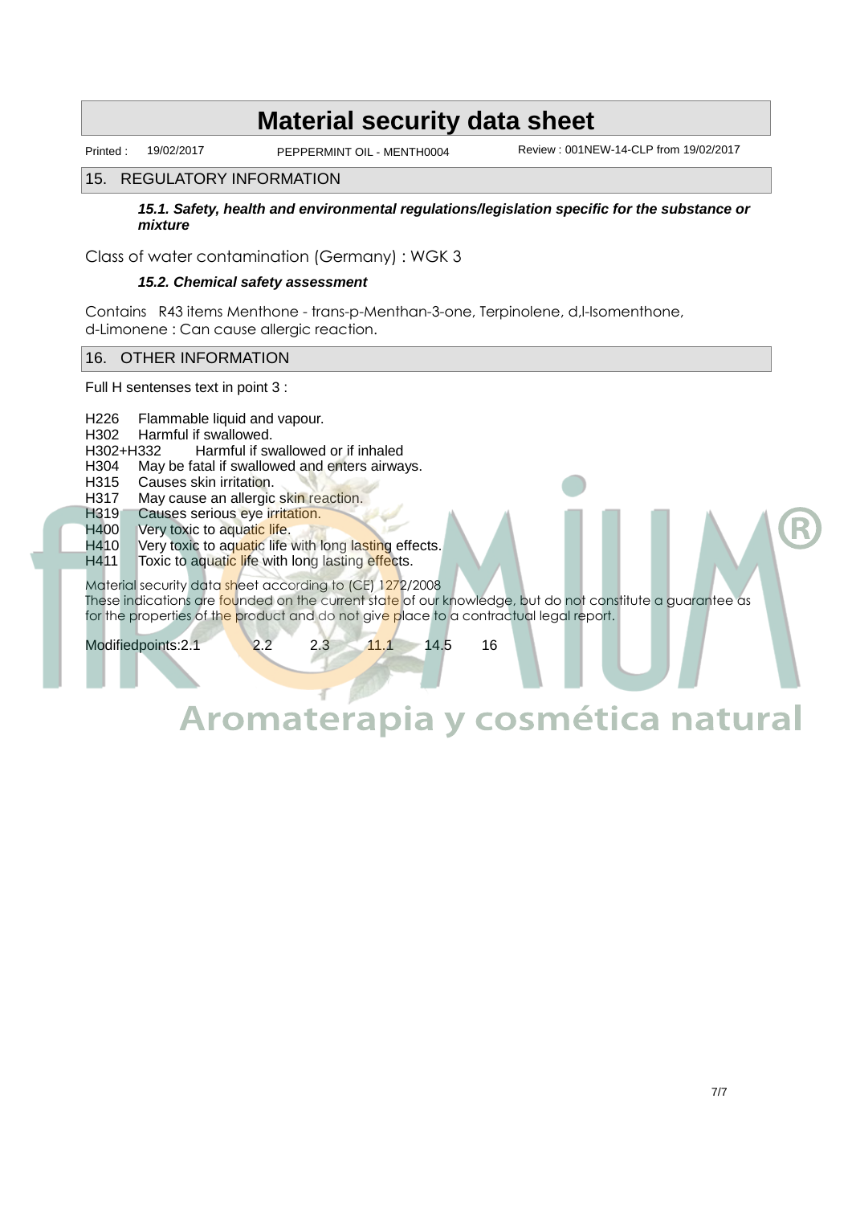# Material security data sheet

Printed : 19/02/2017 PEPPERMINT OIL - MENTH0004 Review : 001NEW-14-CLP from 19/02/2017

## 15. REGULATORY INFORMATION

### *15.1. Safety, health and environmental regulations/legislation specific for the substance or mixture*

Class of water contamination (Germany) : WGK 3

### *15.2. Chemical safety assessment*

Contains R43 items Menthone - trans-p-Menthan-3-one, Terpinolene, d,l-Isomenthone, d-Limonene : Can cause allergic reaction.

## 16. OTHER INFORMATION

Full H sentenses text in point 3 :

H226 Flammable liquid and vapour.
H302 Harmful if swallowed.
H302+H332 Harmful if swallowed or if inhaled
H304 May be fatal if swallowed and enters airways.
H315 Causes skin irritation.
H317 May cause an allergic skin reaction.
H319 Causes serious eye irritation.
H400 Very toxic to aquatic life.
H410 Very toxic to aquatic life with long lasting effects.
H411 Toxic to aquatic life with long lasting effects.

Material security data sheet according to (CE) 1272/2008
These indications are founded on the current state of our knowledge, but do not constitute a guarantee as for the properties of the product and do not give place to a contractual legal report.

Modifiedpoints:2.1 2.2 2.3 11.1 14.5 16

Aromaterapia y cosmética natural